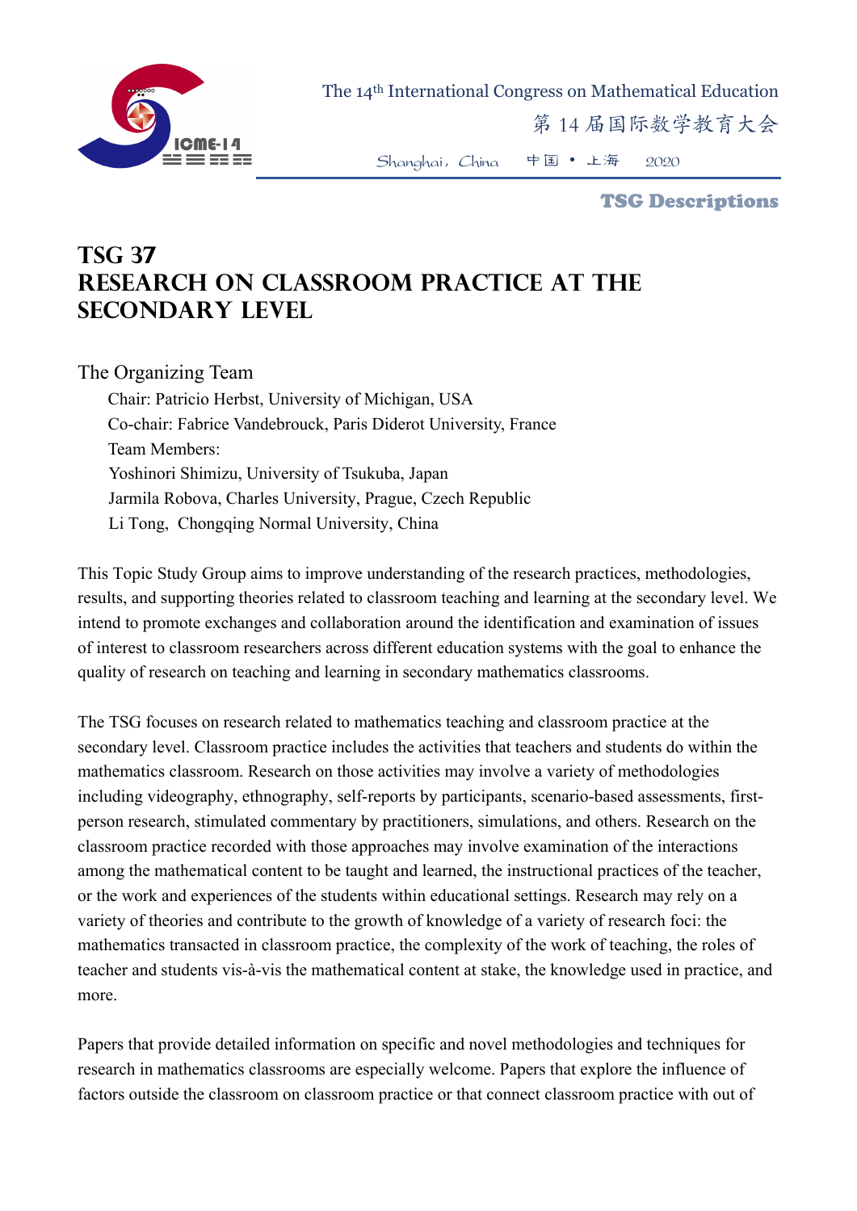# TSG 37
# RESEARCH ON CLASSROOM PRACTICE AT THE SECONDARY LEVEL

The Organizing Team

Chair: Patricio Herbst, University of Michigan, USA
Co-chair: Fabrice Vandebrouck, Paris Diderot University, France
Team Members:
Yoshinori Shimizu, University of Tsukuba, Japan
Jarmila Robova, Charles University, Prague, Czech Republic
Li Tong, Chongqing Normal University, China

This Topic Study Group aims to improve understanding of the research practices, methodologies, results, and supporting theories related to classroom teaching and learning at the secondary level. We intend to promote exchanges and collaboration around the identification and examination of issues of interest to classroom researchers across different education systems with the goal to enhance the quality of research on teaching and learning in secondary mathematics classrooms.

The TSG focuses on research related to mathematics teaching and classroom practice at the secondary level. Classroom practice includes the activities that teachers and students do within the mathematics classroom. Research on those activities may involve a variety of methodologies including videography, ethnography, self-reports by participants, scenario-based assessments, first-person research, stimulated commentary by practitioners, simulations, and others. Research on the classroom practice recorded with those approaches may involve examination of the interactions among the mathematical content to be taught and learned, the instructional practices of the teacher, or the work and experiences of the students within educational settings. Research may rely on a variety of theories and contribute to the growth of knowledge of a variety of research foci: the mathematics transacted in classroom practice, the complexity of the work of teaching, the roles of teacher and students vis-à-vis the mathematical content at stake, the knowledge used in practice, and more.

Papers that provide detailed information on specific and novel methodologies and techniques for research in mathematics classrooms are especially welcome. Papers that explore the influence of factors outside the classroom on classroom practice or that connect classroom practice with out of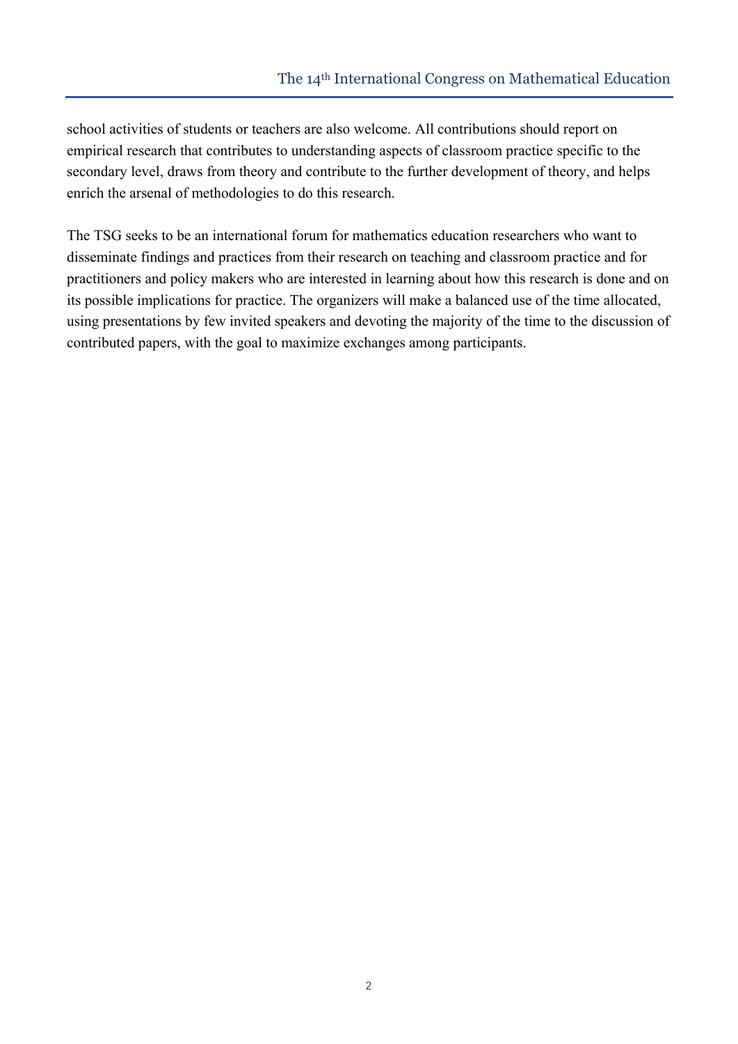school activities of students or teachers are also welcome. All contributions should report on empirical research that contributes to understanding aspects of classroom practice specific to the secondary level, draws from theory and contribute to the further development of theory, and helps enrich the arsenal of methodologies to do this research.

The TSG seeks to be an international forum for mathematics education researchers who want to disseminate findings and practices from their research on teaching and classroom practice and for practitioners and policy makers who are interested in learning about how this research is done and on its possible implications for practice. The organizers will make a balanced use of the time allocated, using presentations by few invited speakers and devoting the majority of the time to the discussion of contributed papers, with the goal to maximize exchanges among participants.